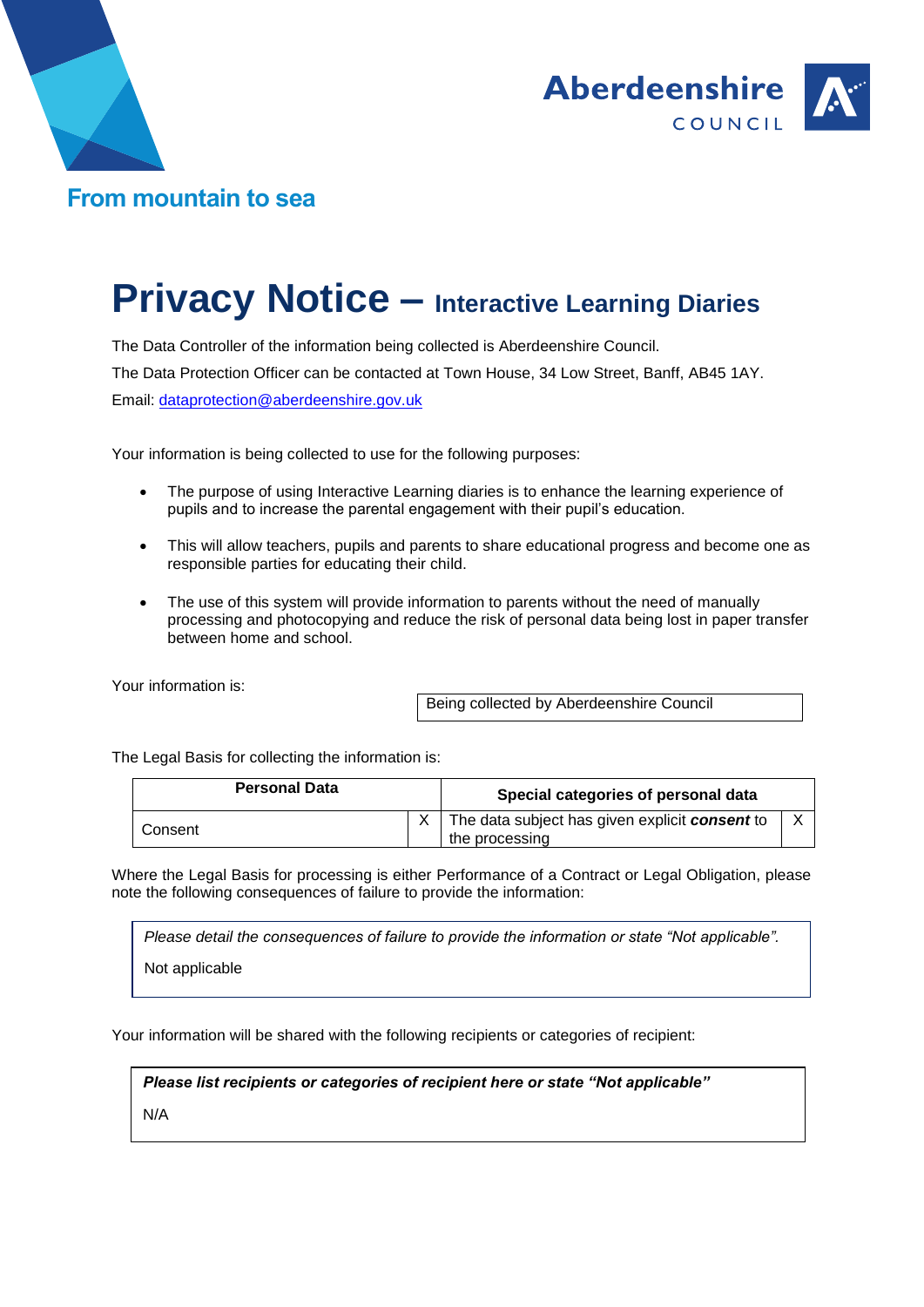Aberdeenshire COUNCIL

From mountain to sea

# Privacy Notice – Interactive Learning Diaries

The Data Controller of the information being collected is Aberdeenshire Council.

The Data Protection Officer can be contacted at Town House, 34 Low Street, Banff, AB45 1AY.

Email: dataprotection@aberdeenshire.gov.uk

Your information is being collected to use for the following purposes:

- The purpose of using Interactive Learning diaries is to enhance the learning experience of pupils and to increase the parental engagement with their pupil's education.
- This will allow teachers, pupils and parents to share educational progress and become one as responsible parties for educating their child.
- The use of this system will provide information to parents without the need of manually processing and photocopying and reduce the risk of personal data being lost in paper transfer between home and school.

Your information is:

| Being collected by Aberdeenshire Council |
|---|

The Legal Basis for collecting the information is:

| **Personal Data** | | **Special categories of personal data** | |
|---|---|---|---|
| Consent | X | The data subject has given explicit ***consent*** to the processing | X |

Where the Legal Basis for processing is either Performance of a Contract or Legal Obligation, please note the following consequences of failure to provide the information:

| *Please detail the consequences of failure to provide the information or state "Not applicable".* |
|---|
| Not applicable |

Your information will be shared with the following recipients or categories of recipient:

| ***Please list recipients or categories of recipient here or state "Not applicable"*** |
|---|
| N/A |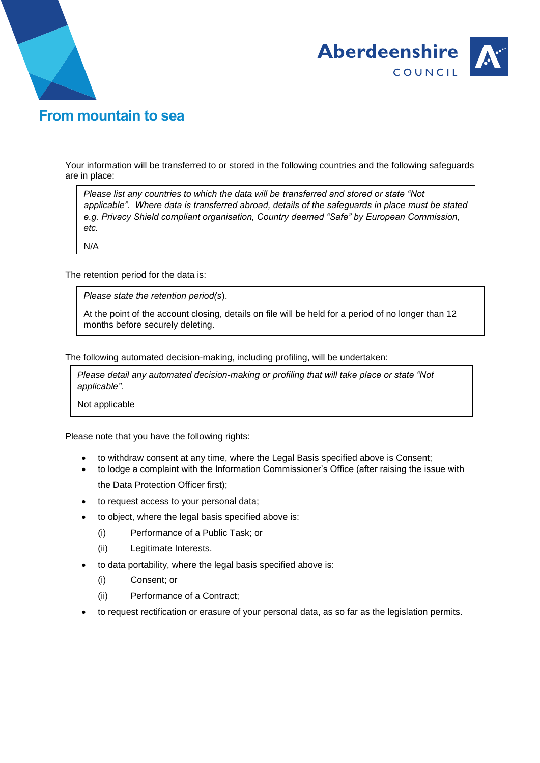Your information will be transferred to or stored in the following countries and the following safeguards are in place:

> *Please list any countries to which the data will be transferred and stored or state "Not applicable". Where data is transferred abroad, details of the safeguards in place must be stated e.g. Privacy Shield compliant organisation, Country deemed "Safe" by European Commission, etc.*
>
> N/A

The retention period for the data is:

> *Please state the retention period(s).*
>
> At the point of the account closing, details on file will be held for a period of no longer than 12 months before securely deleting.

The following automated decision-making, including profiling, will be undertaken:

> *Please detail any automated decision-making or profiling that will take place or state "Not applicable".*
>
> Not applicable

Please note that you have the following rights:

- to withdraw consent at any time, where the Legal Basis specified above is Consent;
- to lodge a complaint with the Information Commissioner's Office (after raising the issue with the Data Protection Officer first);
- to request access to your personal data;
- to object, where the legal basis specified above is:
  - (i) Performance of a Public Task; or
  - (ii) Legitimate Interests.
- to data portability, where the legal basis specified above is:
  - (i) Consent; or
  - (ii) Performance of a Contract;
- to request rectification or erasure of your personal data, as so far as the legislation permits.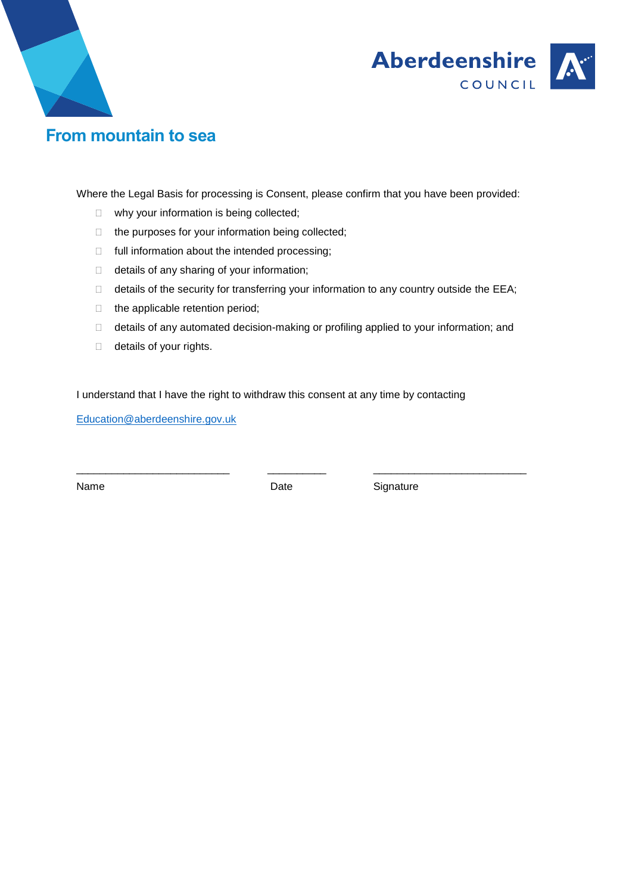Aberdeenshire COUNCIL

From mountain to sea

Where the Legal Basis for processing is Consent, please confirm that you have been provided:

- ☐ why your information is being collected;
- ☐ the purposes for your information being collected;
- ☐ full information about the intended processing;
- ☐ details of any sharing of your information;
- ☐ details of the security for transferring your information to any country outside the EEA;
- ☐ the applicable retention period;
- ☐ details of any automated decision-making or profiling applied to your information; and
- ☐ details of your rights.

I understand that I have the right to withdraw this consent at any time by contacting

[Education@aberdeenshire.gov.uk](mailto:Education@aberdeenshire.gov.uk)

| | | |
|---|---|---|
| __________________________ | __________ | __________________________ |
| Name | Date | Signature |